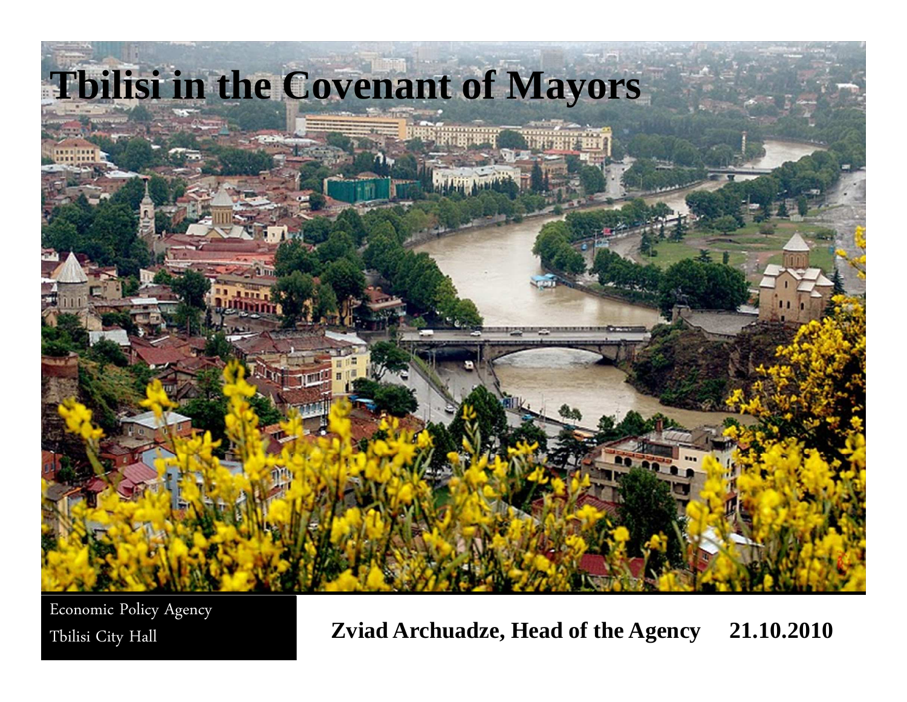# Tbilisi in the Covenant of Mayors

Economic Policy Agency
Tbilisi City Hall

**Zviad Archuadze, Head of the Agency 21.10.2010**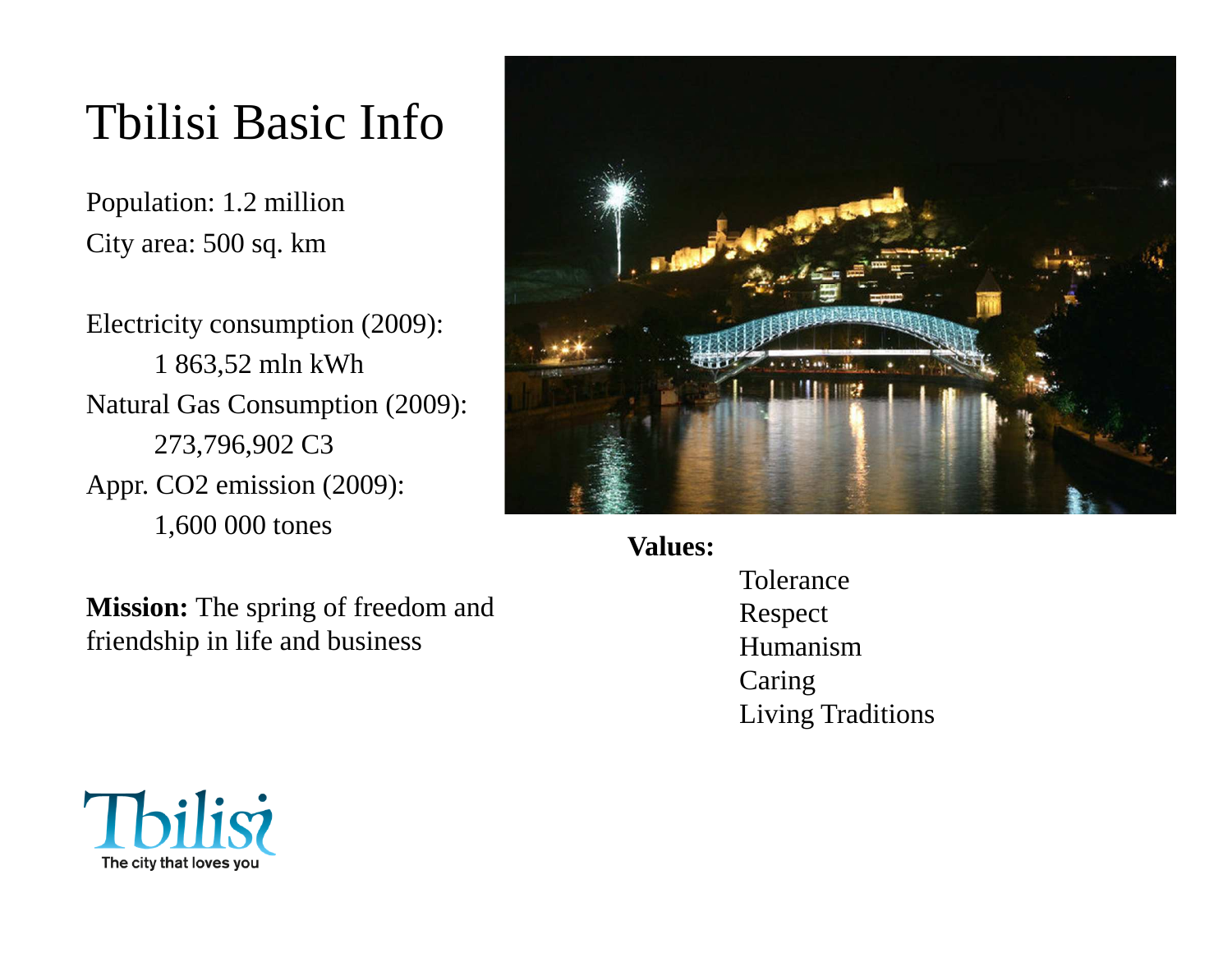# Tbilisi Basic Info

Population: 1.2 million
City area: 500 sq. km

Electricity consumption (2009):
1 863,52 mln kWh
Natural Gas Consumption (2009):
273,796,902 C3
Appr. $CO_2$ emission (2009):
1,600 000 tones

**Mission:** The spring of freedom and friendship in life and business

**Values:**

- Tolerance
- Respect
- Humanism
- Caring
- Living Traditions

Tbilisi
The city that loves you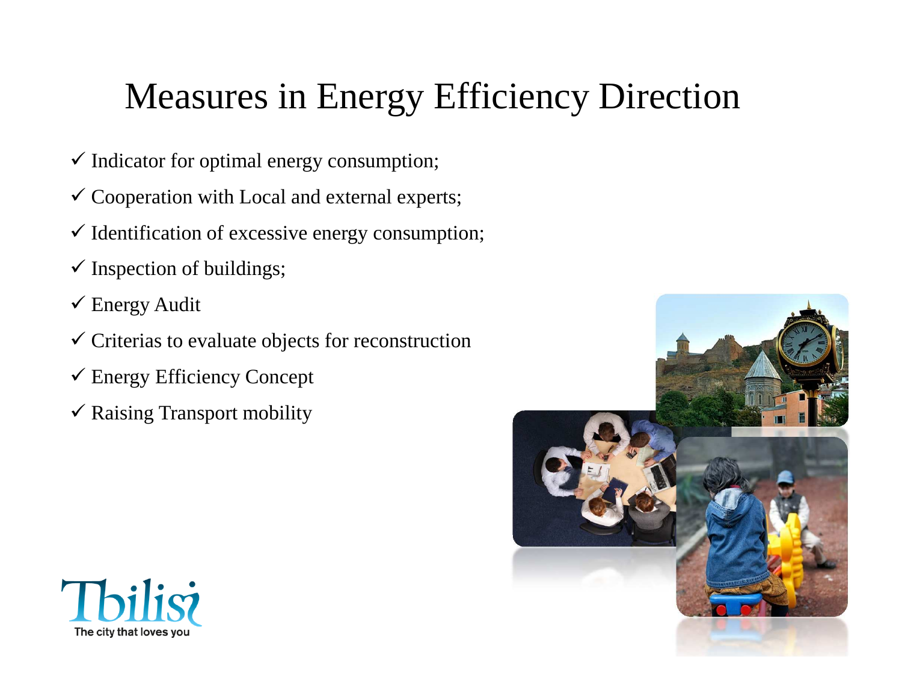# Measures in Energy Efficiency Direction

- ✓ Indicator for optimal energy consumption;
- ✓ Cooperation with Local and external experts;
- ✓ Identification of excessive energy consumption;
- ✓ Inspection of buildings;
- ✓ Energy Audit
- ✓ Criterias to evaluate objects for reconstruction
- ✓ Energy Efficiency Concept
- ✓ Raising Transport mobility

Tbilisi
The city that loves you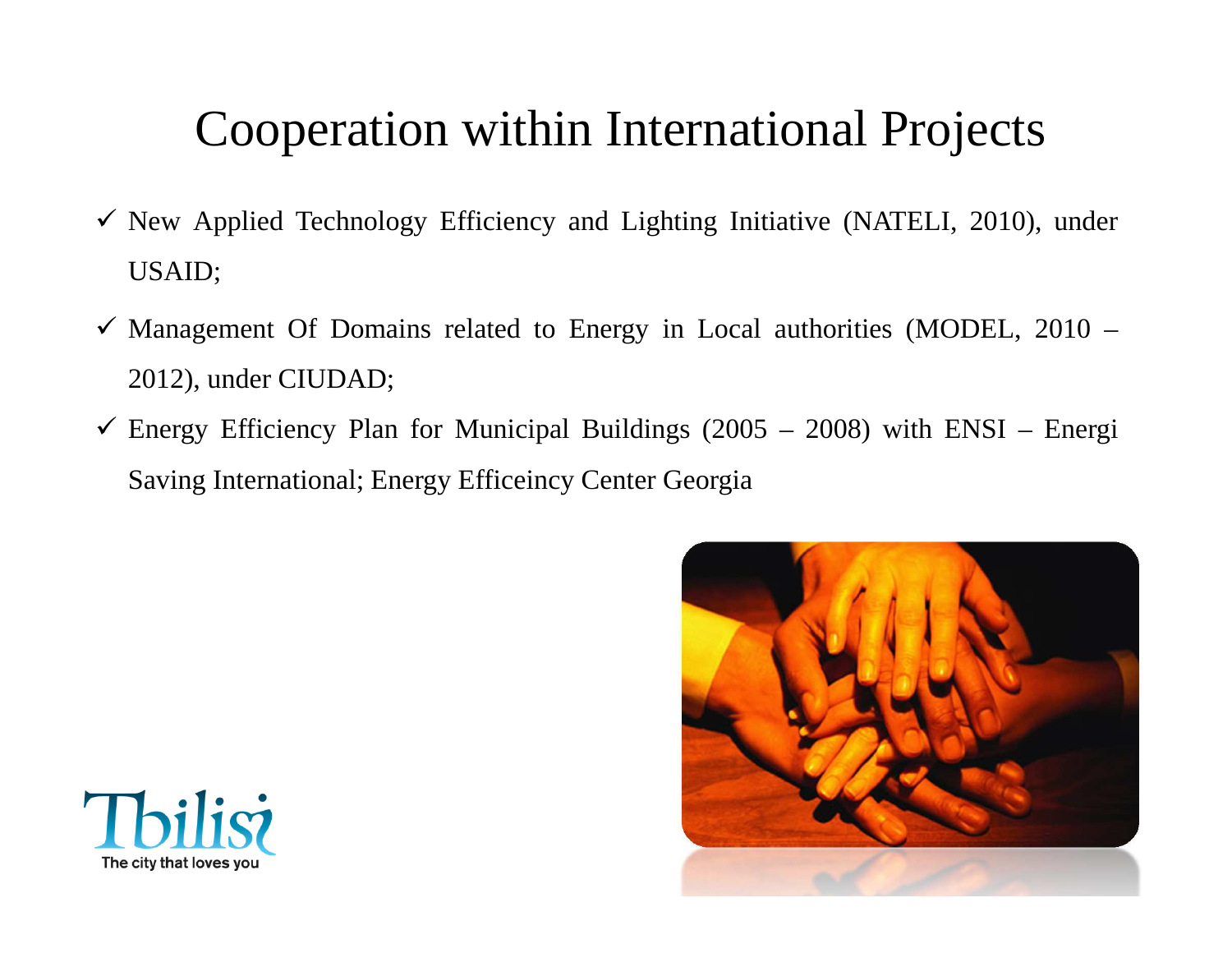# Cooperation within International Projects

- ✓ New Applied Technology Efficiency and Lighting Initiative (NATELI, 2010), under USAID;
- ✓ Management Of Domains related to Energy in Local authorities (MODEL, 2010 – 2012), under CIUDAD;
- ✓ Energy Efficiency Plan for Municipal Buildings (2005 – 2008) with ENSI – Energi Saving International; Energy Efficeincy Center Georgia

Tbilisi
The city that loves you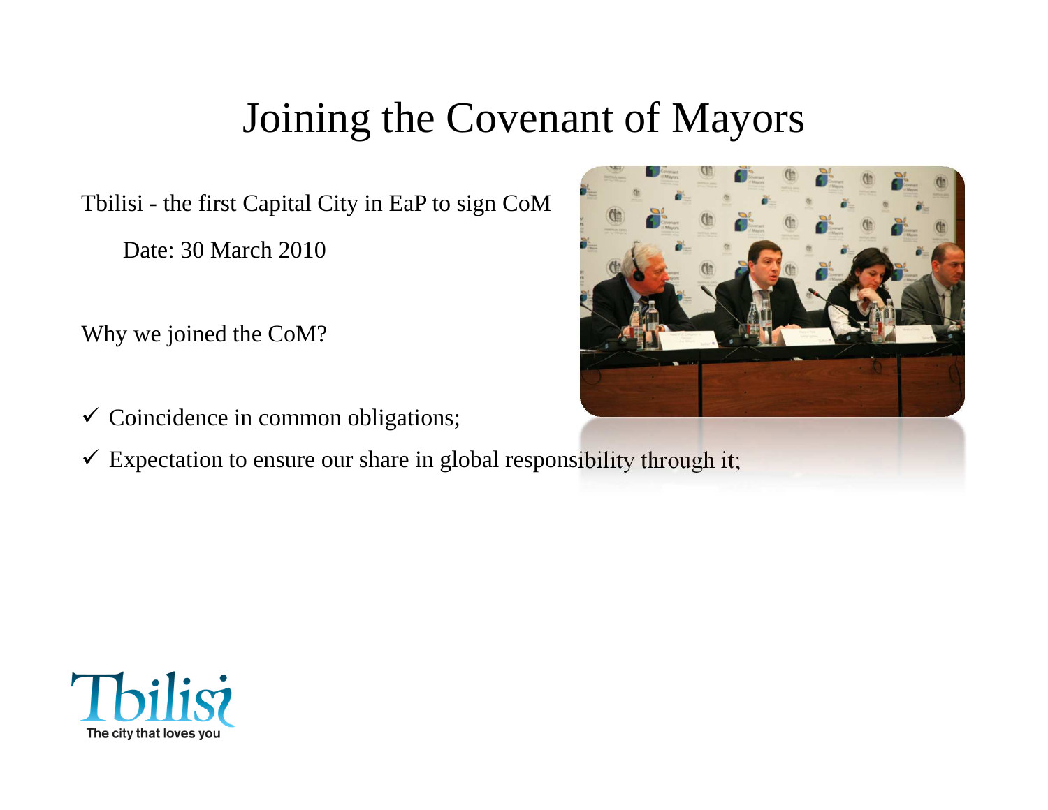# Joining the Covenant of Mayors

Tbilisi - the first Capital City in EaP to sign CoM

Date: 30 March 2010

Why we joined the CoM?

- ✓ Coincidence in common obligations;
- ✓ Expectation to ensure our share in global responsibility through it;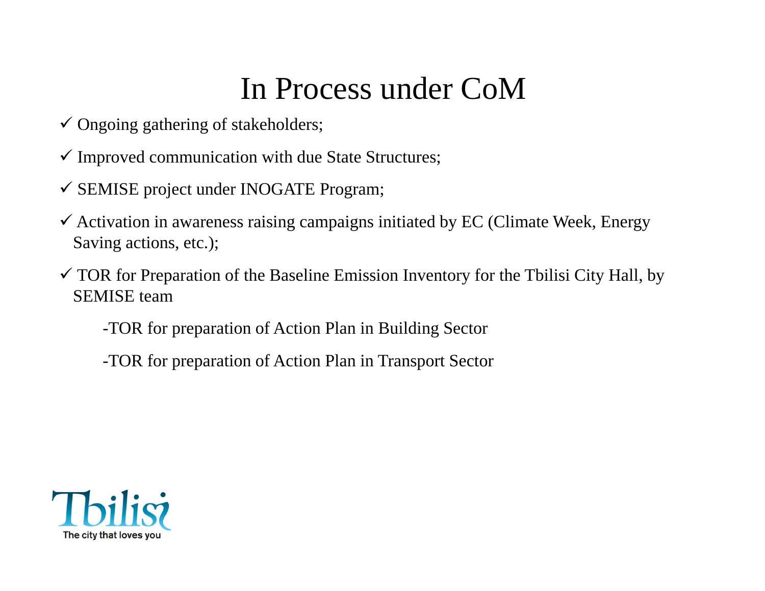# In Process under CoM

- ✓ Ongoing gathering of stakeholders;
- ✓ Improved communication with due State Structures;
- ✓ SEMISE project under INOGATE Program;
- ✓ Activation in awareness raising campaigns initiated by EC (Climate Week, Energy Saving actions, etc.);
- ✓ TOR for Preparation of the Baseline Emission Inventory for the Tbilisi City Hall, by SEMISE team

    -TOR for preparation of Action Plan in Building Sector

    -TOR for preparation of Action Plan in Transport Sector

Tbilisi
The city that loves you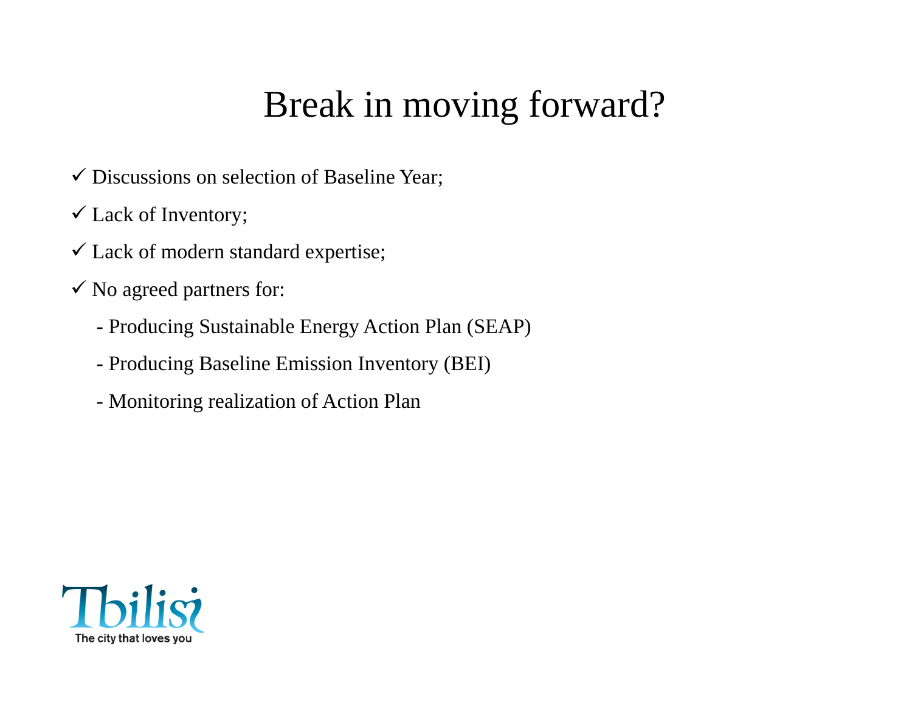# Break in moving forward?

- ✓ Discussions on selection of Baseline Year;
- ✓ Lack of Inventory;
- ✓ Lack of modern standard expertise;
- ✓ No agreed partners for:
  - Producing Sustainable Energy Action Plan (SEAP)
  - Producing Baseline Emission Inventory (BEI)
  - Monitoring realization of Action Plan

Tbilisi

The city that loves you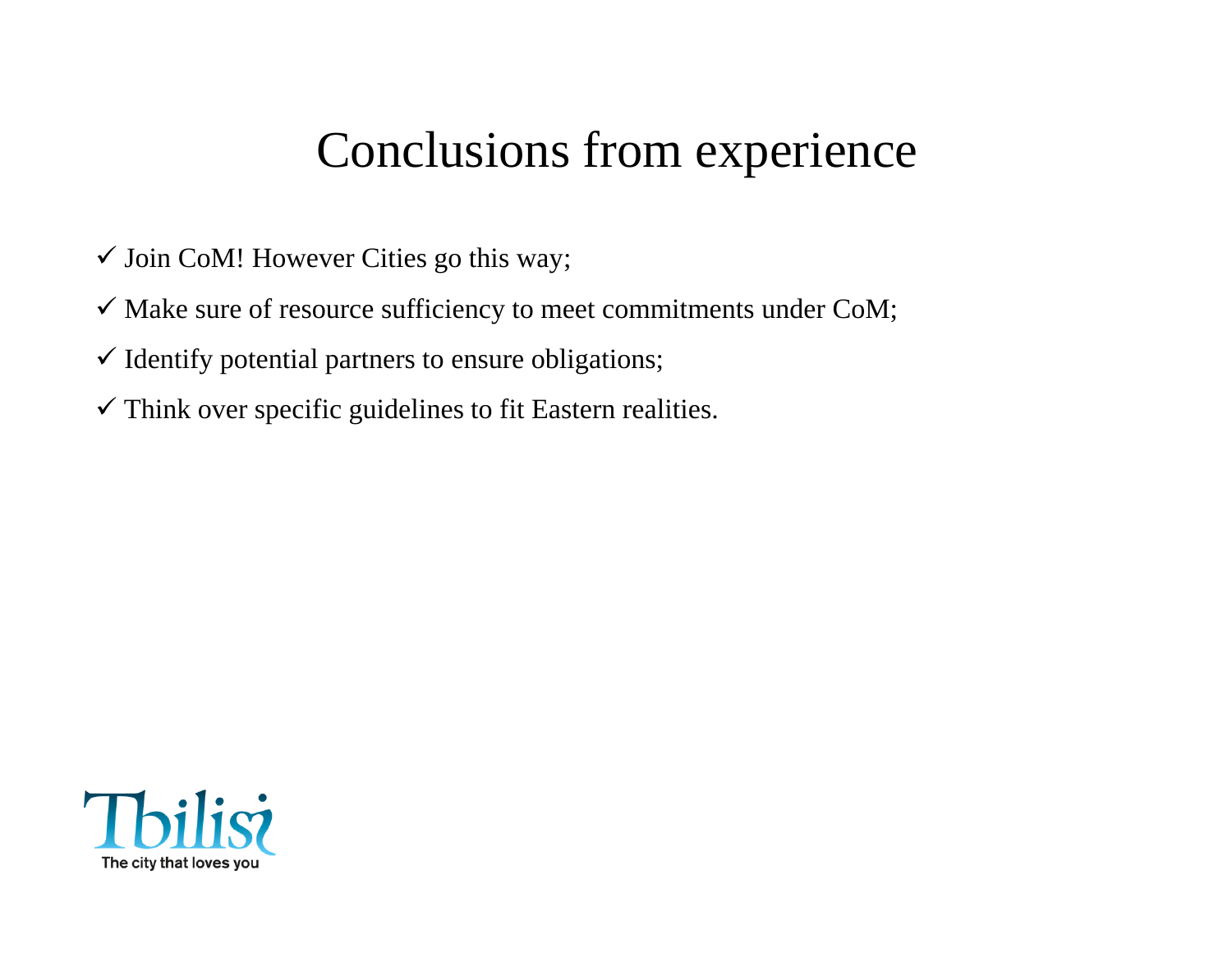# Conclusions from experience

- ✓ Join CoM! However Cities go this way;
- ✓ Make sure of resource sufficiency to meet commitments under CoM;
- ✓ Identify potential partners to ensure obligations;
- ✓ Think over specific guidelines to fit Eastern realities.

Tbilisi
The city that loves you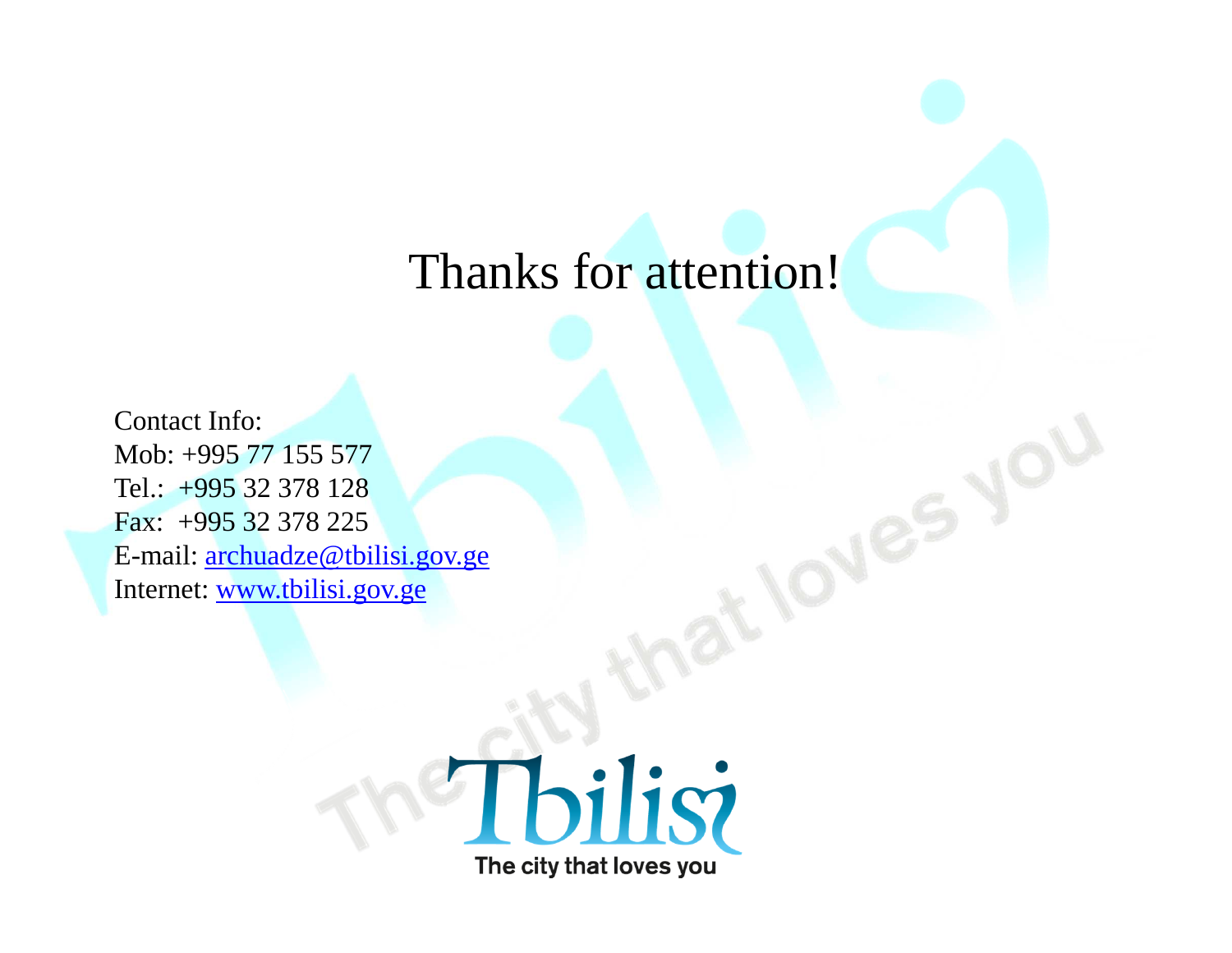# Thanks for attention!

Contact Info:
Mob: +995 77 155 577
Tel.: +995 32 378 128
Fax: +995 32 378 225
E-mail: archuadze@tbilisi.gov.ge
Internet: www.tbilisi.gov.ge

Tbilisi
The city that loves you